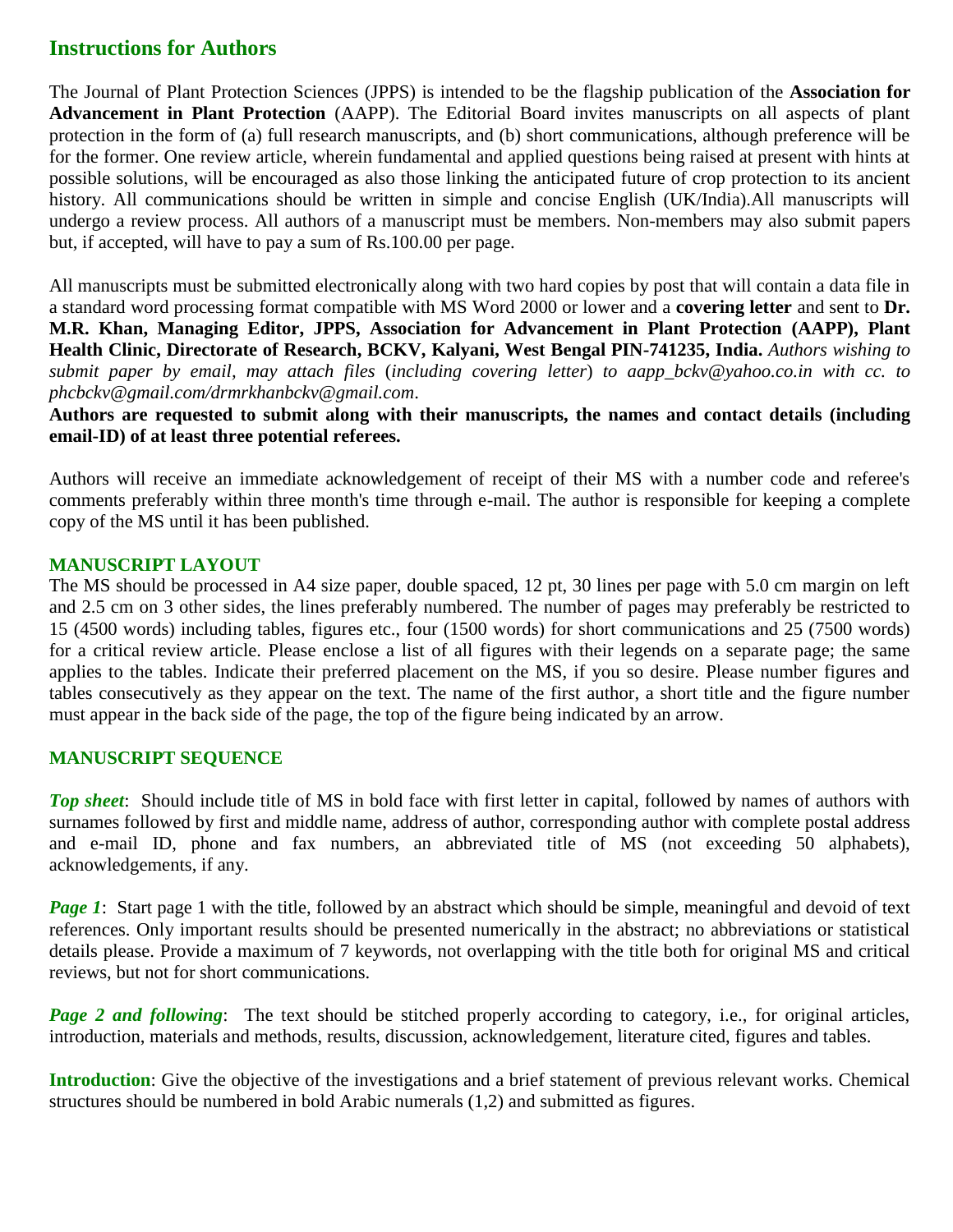## Instructions for Authors

The Journal of Plant Protection Sciences (JPPS) is intended to be the flagship publication of the **Association for Advancement in Plant Protection** (AAPP). The Editorial Board invites manuscripts on all aspects of plant protection in the form of (a) full research manuscripts, and (b) short communications, although preference will be for the former. One review article, wherein fundamental and applied questions being raised at present with hints at possible solutions, will be encouraged as also those linking the anticipated future of crop protection to its ancient history. All communications should be written in simple and concise English (UK/India).All manuscripts will undergo a review process. All authors of a manuscript must be members. Non-members may also submit papers but, if accepted, will have to pay a sum of Rs.100.00 per page.

All manuscripts must be submitted electronically along with two hard copies by post that will contain a data file in a standard word processing format compatible with MS Word 2000 or lower and a **covering letter** and sent to **Dr. M.R. Khan, Managing Editor, JPPS, Association for Advancement in Plant Protection (AAPP), Plant Health Clinic, Directorate of Research, BCKV, Kalyani, West Bengal PIN-741235, India.** *Authors wishing to submit paper by email, may attach files* (*including covering letter*) *to aapp_bckv@yahoo.co.in with cc. to phcbckv@gmail.com/drmrkhanbckv@gmail.com*.

**Authors are requested to submit along with their manuscripts, the names and contact details (including email-ID) of at least three potential referees.**

Authors will receive an immediate acknowledgement of receipt of their MS with a number code and referee's comments preferably within three month's time through e-mail. The author is responsible for keeping a complete copy of the MS until it has been published.

### MANUSCRIPT LAYOUT

The MS should be processed in A4 size paper, double spaced, 12 pt, 30 lines per page with 5.0 cm margin on left and 2.5 cm on 3 other sides, the lines preferably numbered. The number of pages may preferably be restricted to 15 (4500 words) including tables, figures etc., four (1500 words) for short communications and 25 (7500 words) for a critical review article. Please enclose a list of all figures with their legends on a separate page; the same applies to the tables. Indicate their preferred placement on the MS, if you so desire. Please number figures and tables consecutively as they appear on the text. The name of the first author, a short title and the figure number must appear in the back side of the page, the top of the figure being indicated by an arrow.

### MANUSCRIPT SEQUENCE

***Top sheet***: Should include title of MS in bold face with first letter in capital, followed by names of authors with surnames followed by first and middle name, address of author, corresponding author with complete postal address and e-mail ID, phone and fax numbers, an abbreviated title of MS (not exceeding 50 alphabets), acknowledgements, if any.

***Page 1***: Start page 1 with the title, followed by an abstract which should be simple, meaningful and devoid of text references. Only important results should be presented numerically in the abstract; no abbreviations or statistical details please. Provide a maximum of 7 keywords, not overlapping with the title both for original MS and critical reviews, but not for short communications.

***Page 2 and following***: The text should be stitched properly according to category, i.e., for original articles, introduction, materials and methods, results, discussion, acknowledgement, literature cited, figures and tables.

**Introduction**: Give the objective of the investigations and a brief statement of previous relevant works. Chemical structures should be numbered in bold Arabic numerals (1,2) and submitted as figures.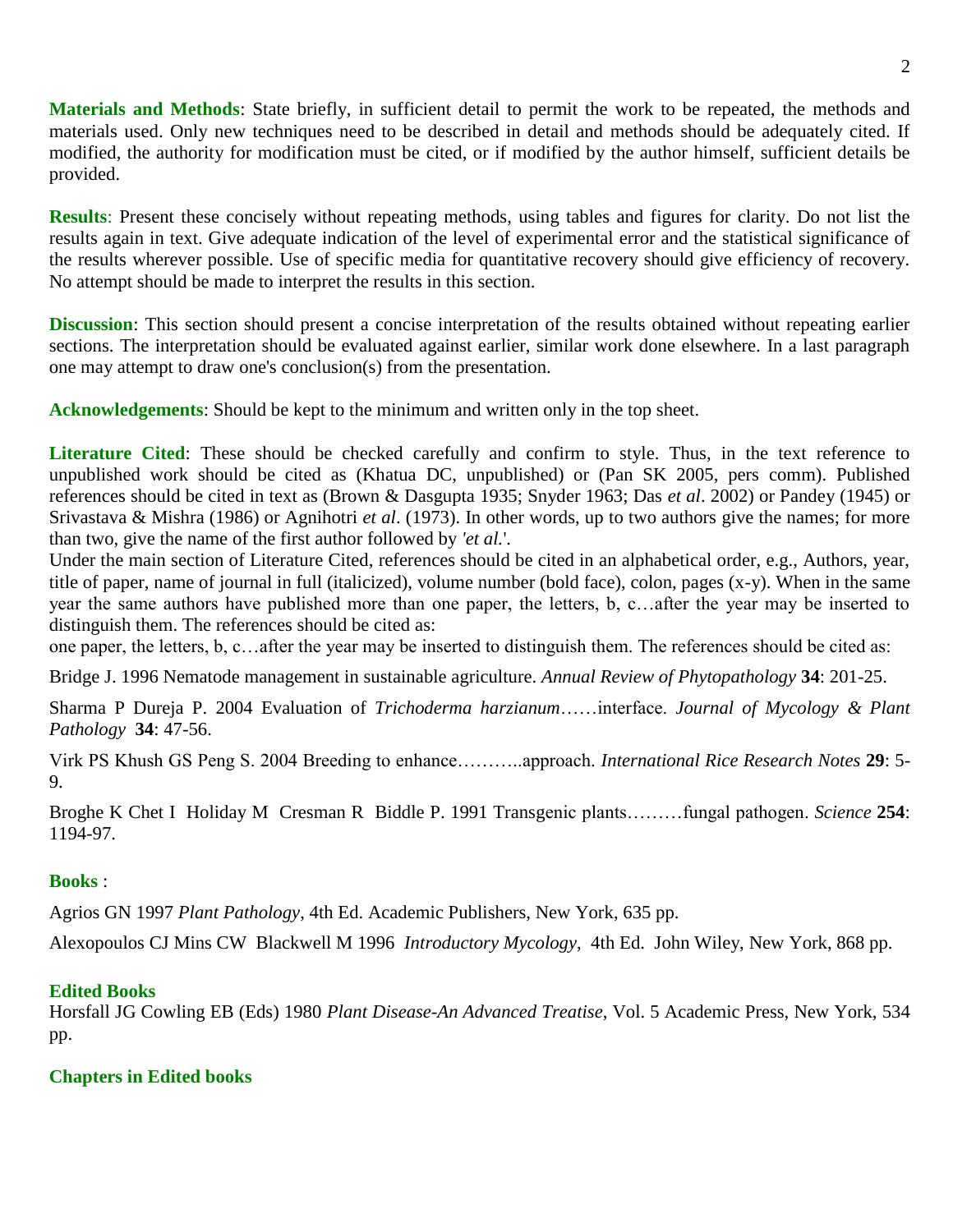**Materials and Methods**: State briefly, in sufficient detail to permit the work to be repeated, the methods and materials used. Only new techniques need to be described in detail and methods should be adequately cited. If modified, the authority for modification must be cited, or if modified by the author himself, sufficient details be provided.

**Results**: Present these concisely without repeating methods, using tables and figures for clarity. Do not list the results again in text. Give adequate indication of the level of experimental error and the statistical significance of the results wherever possible. Use of specific media for quantitative recovery should give efficiency of recovery. No attempt should be made to interpret the results in this section.

**Discussion**: This section should present a concise interpretation of the results obtained without repeating earlier sections. The interpretation should be evaluated against earlier, similar work done elsewhere. In a last paragraph one may attempt to draw one's conclusion(s) from the presentation.

**Acknowledgements**: Should be kept to the minimum and written only in the top sheet.

**Literature Cited**: These should be checked carefully and confirm to style. Thus, in the text reference to unpublished work should be cited as (Khatua DC, unpublished) or (Pan SK 2005, pers comm). Published references should be cited in text as (Brown & Dasgupta 1935; Snyder 1963; Das *et al*. 2002) or Pandey (1945) or Srivastava & Mishra (1986) or Agnihotri *et al*. (1973). In other words, up to two authors give the names; for more than two, give the name of the first author followed by *'et al.'*.

Under the main section of Literature Cited, references should be cited in an alphabetical order, e.g., Authors, year, title of paper, name of journal in full (italicized), volume number (bold face), colon, pages (x-y). When in the same year the same authors have published more than one paper, the letters, b, c…after the year may be inserted to distinguish them. The references should be cited as:

one paper, the letters, b, c…after the year may be inserted to distinguish them. The references should be cited as:

Bridge J. 1996 Nematode management in sustainable agriculture. *Annual Review of Phytopathology* **34**: 201-25.

Sharma P Dureja P. 2004 Evaluation of *Trichoderma harzianum*……interface. *Journal of Mycology & Plant Pathology* **34**: 47-56.

Virk PS Khush GS Peng S. 2004 Breeding to enhance………..approach. *International Rice Research Notes* **29**: 5-9.

Broghe K Chet I Holiday M Cresman R Biddle P. 1991 Transgenic plants………fungal pathogen. *Science* **254**: 1194-97.

**Books** :

Agrios GN 1997 *Plant Pathology*, 4th Ed. Academic Publishers, New York, 635 pp.

Alexopoulos CJ Mins CW Blackwell M 1996 *Introductory Mycology*, 4th Ed. John Wiley, New York, 868 pp.

**Edited Books**

Horsfall JG Cowling EB (Eds) 1980 *Plant Disease-An Advanced Treatise*, Vol. 5 Academic Press, New York, 534 pp.

**Chapters in Edited books**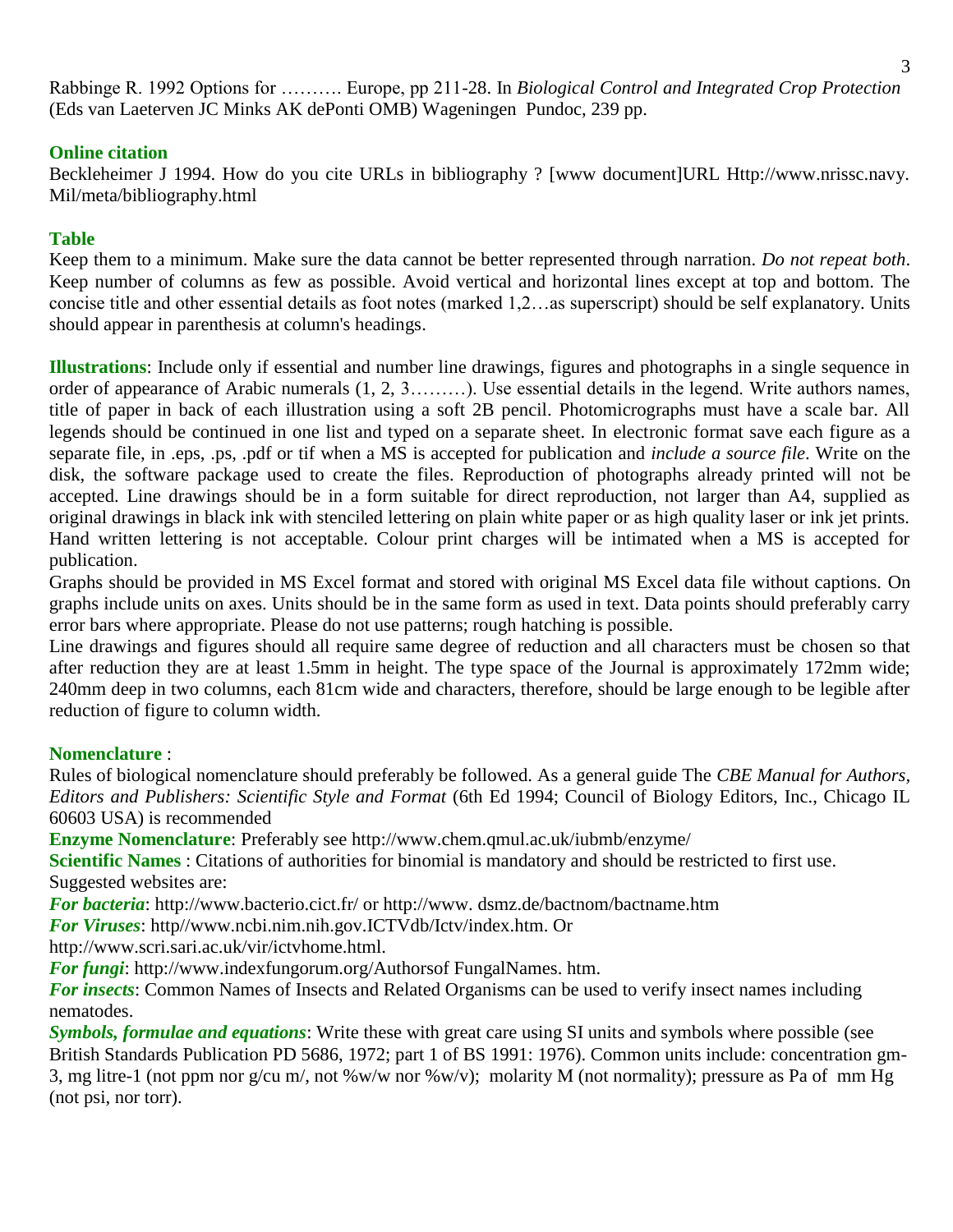Rabbinge R. 1992 Options for ………. Europe, pp 211-28. In *Biological Control and Integrated Crop Protection* (Eds van Laeterven JC Minks AK dePonti OMB) Wageningen Pundoc, 239 pp.

**Online citation**

Beckleheimer J 1994. How do you cite URLs in bibliography ? [www document]URL Http://www.nrissc.navy. Mil/meta/bibliography.html

**Table**

Keep them to a minimum. Make sure the data cannot be better represented through narration. *Do not repeat both*. Keep number of columns as few as possible. Avoid vertical and horizontal lines except at top and bottom. The concise title and other essential details as foot notes (marked 1,2…as superscript) should be self explanatory. Units should appear in parenthesis at column's headings.

**Illustrations**: Include only if essential and number line drawings, figures and photographs in a single sequence in order of appearance of Arabic numerals (1, 2, 3………). Use essential details in the legend. Write authors names, title of paper in back of each illustration using a soft 2B pencil. Photomicrographs must have a scale bar. All legends should be continued in one list and typed on a separate sheet. In electronic format save each figure as a separate file, in .eps, .ps, .pdf or tif when a MS is accepted for publication and *include a source file*. Write on the disk, the software package used to create the files. Reproduction of photographs already printed will not be accepted. Line drawings should be in a form suitable for direct reproduction, not larger than A4, supplied as original drawings in black ink with stenciled lettering on plain white paper or as high quality laser or ink jet prints. Hand written lettering is not acceptable. Colour print charges will be intimated when a MS is accepted for publication.

Graphs should be provided in MS Excel format and stored with original MS Excel data file without captions. On graphs include units on axes. Units should be in the same form as used in text. Data points should preferably carry error bars where appropriate. Please do not use patterns; rough hatching is possible.

Line drawings and figures should all require same degree of reduction and all characters must be chosen so that after reduction they are at least 1.5mm in height. The type space of the Journal is approximately 172mm wide; 240mm deep in two columns, each 81cm wide and characters, therefore, should be large enough to be legible after reduction of figure to column width.

**Nomenclature** :

Rules of biological nomenclature should preferably be followed. As a general guide The *CBE Manual for Authors, Editors and Publishers: Scientific Style and Format* (6th Ed 1994; Council of Biology Editors, Inc., Chicago IL 60603 USA) is recommended

**Enzyme Nomenclature**: Preferably see http://www.chem.qmul.ac.uk/iubmb/enzyme/

**Scientific Names** : Citations of authorities for binomial is mandatory and should be restricted to first use.

Suggested websites are:

***For bacteria***: http://www.bacterio.cict.fr/ or http://www. dsmz.de/bactnom/bactname.htm

***For Viruses***: http//www.ncbi.nim.nih.gov.ICTVdb/Ictv/index.htm. Or http://www.scri.sari.ac.uk/vir/ictvhome.html.

***For fungi***: http://www.indexfungorum.org/Authorsof FungalNames. htm.

***For insects***: Common Names of Insects and Related Organisms can be used to verify insect names including nematodes.

***Symbols, formulae and equations***: Write these with great care using SI units and symbols where possible (see British Standards Publication PD 5686, 1972; part 1 of BS 1991: 1976). Common units include: concentration gm-3, mg litre-1 (not ppm nor g/cu m/, not %w/w nor %w/v); molarity M (not normality); pressure as Pa of mm Hg (not psi, nor torr).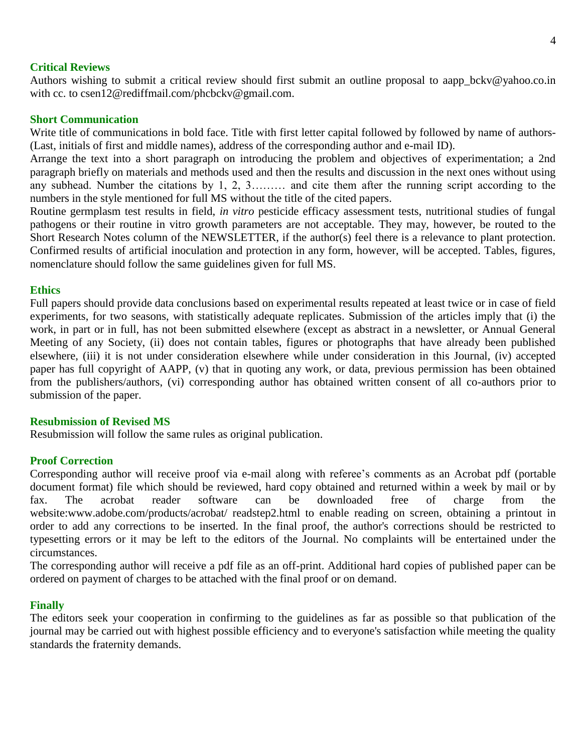### Critical Reviews

Authors wishing to submit a critical review should first submit an outline proposal to aapp_bckv@yahoo.co.in with cc. to csen12@rediffmail.com/phcbckv@gmail.com.

### Short Communication

Write title of communications in bold face. Title with first letter capital followed by followed by name of authors-(Last, initials of first and middle names), address of the corresponding author and e-mail ID).

Arrange the text into a short paragraph on introducing the problem and objectives of experimentation; a 2nd paragraph briefly on materials and methods used and then the results and discussion in the next ones without using any subhead. Number the citations by 1, 2, 3……… and cite them after the running script according to the numbers in the style mentioned for full MS without the title of the cited papers.

Routine germplasm test results in field, *in vitro* pesticide efficacy assessment tests, nutritional studies of fungal pathogens or their routine in vitro growth parameters are not acceptable. They may, however, be routed to the Short Research Notes column of the NEWSLETTER, if the author(s) feel there is a relevance to plant protection. Confirmed results of artificial inoculation and protection in any form, however, will be accepted. Tables, figures, nomenclature should follow the same guidelines given for full MS.

### Ethics

Full papers should provide data conclusions based on experimental results repeated at least twice or in case of field experiments, for two seasons, with statistically adequate replicates. Submission of the articles imply that (i) the work, in part or in full, has not been submitted elsewhere (except as abstract in a newsletter, or Annual General Meeting of any Society, (ii) does not contain tables, figures or photographs that have already been published elsewhere, (iii) it is not under consideration elsewhere while under consideration in this Journal, (iv) accepted paper has full copyright of AAPP, (v) that in quoting any work, or data, previous permission has been obtained from the publishers/authors, (vi) corresponding author has obtained written consent of all co-authors prior to submission of the paper.

### Resubmission of Revised MS

Resubmission will follow the same rules as original publication.

### Proof Correction

Corresponding author will receive proof via e-mail along with referee's comments as an Acrobat pdf (portable document format) file which should be reviewed, hard copy obtained and returned within a week by mail or by fax. The acrobat reader software can be downloaded free of charge from the website:www.adobe.com/products/acrobat/ readstep2.html to enable reading on screen, obtaining a printout in order to add any corrections to be inserted. In the final proof, the author's corrections should be restricted to typesetting errors or it may be left to the editors of the Journal. No complaints will be entertained under the circumstances.

The corresponding author will receive a pdf file as an off-print. Additional hard copies of published paper can be ordered on payment of charges to be attached with the final proof or on demand.

### Finally

The editors seek your cooperation in confirming to the guidelines as far as possible so that publication of the journal may be carried out with highest possible efficiency and to everyone's satisfaction while meeting the quality standards the fraternity demands.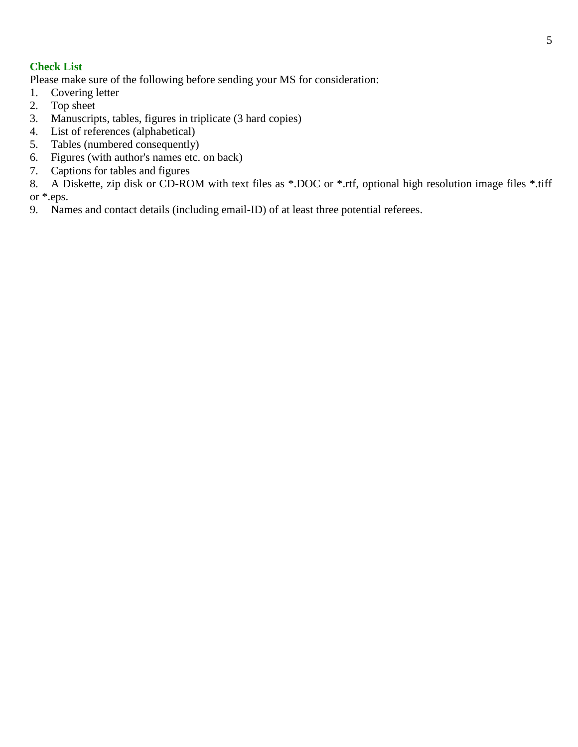## Check List

Please make sure of the following before sending your MS for consideration:

1. Covering letter
2. Top sheet
3. Manuscripts, tables, figures in triplicate (3 hard copies)
4. List of references (alphabetical)
5. Tables (numbered consequently)
6. Figures (with author's names etc. on back)
7. Captions for tables and figures
8. A Diskette, zip disk or CD-ROM with text files as *.DOC or *.rtf, optional high resolution image files *.tiff or *.eps.
9. Names and contact details (including email-ID) of at least three potential referees.